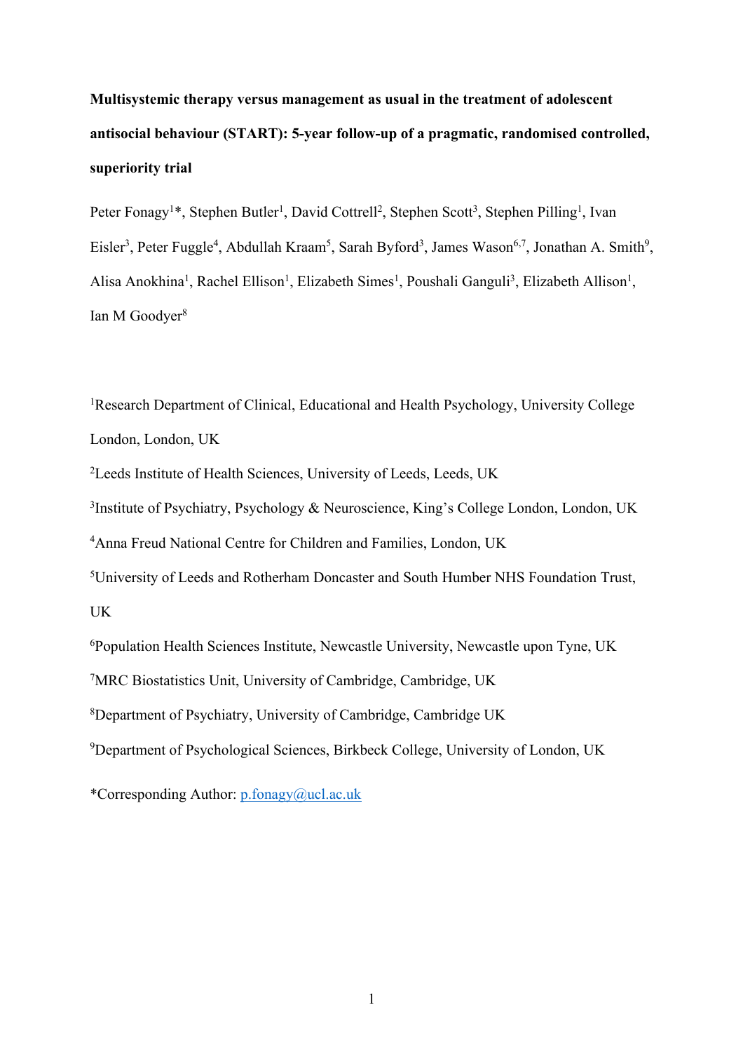# Multisystemic therapy versus management as usual in the treatment of adolescent antisocial behaviour (START): 5-year follow-up of a pragmatic, randomised controlled, superiority trial

Peter Fonagy[1]*, Stephen Butler[1], David Cottrell[2], Stephen Scott[3], Stephen Pilling[1], Ivan Eisler[3], Peter Fuggle[4], Abdullah Kraam[5], Sarah Byford[3], James Wason[6,7], Jonathan A. Smith[9], Alisa Anokhina[1], Rachel Ellison[1], Elizabeth Simes[1], Poushali Ganguli[3], Elizabeth Allison[1], Ian M Goodyer[8]

[1]Research Department of Clinical, Educational and Health Psychology, University College London, London, UK

[2]Leeds Institute of Health Sciences, University of Leeds, Leeds, UK

[3]Institute of Psychiatry, Psychology & Neuroscience, King's College London, London, UK

[4]Anna Freud National Centre for Children and Families, London, UK

[5]University of Leeds and Rotherham Doncaster and South Humber NHS Foundation Trust, UK

[6]Population Health Sciences Institute, Newcastle University, Newcastle upon Tyne, UK

[7]MRC Biostatistics Unit, University of Cambridge, Cambridge, UK

[8]Department of Psychiatry, University of Cambridge, Cambridge UK

[9]Department of Psychological Sciences, Birkbeck College, University of London, UK

*Corresponding Author: p.fonagy@ucl.ac.uk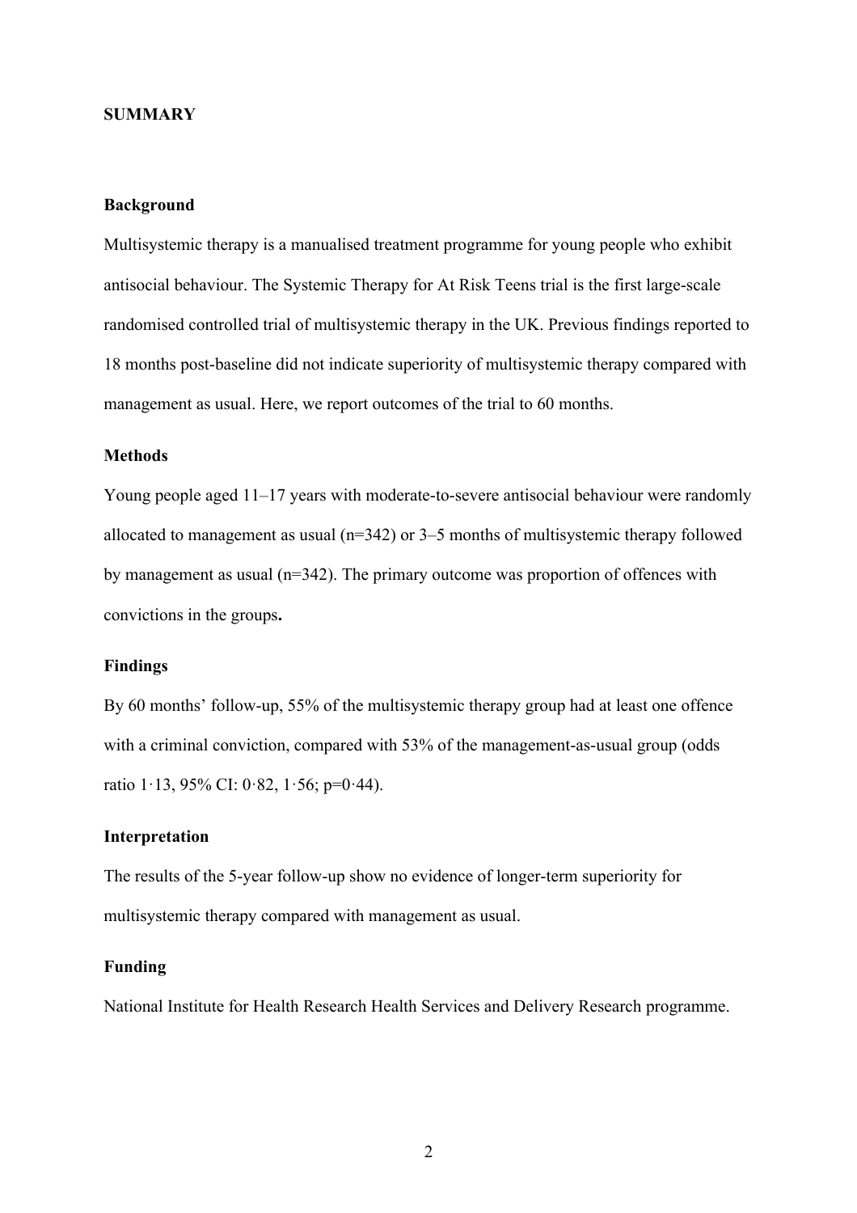## SUMMARY

### Background

Multisystemic therapy is a manualised treatment programme for young people who exhibit antisocial behaviour. The Systemic Therapy for At Risk Teens trial is the first large-scale randomised controlled trial of multisystemic therapy in the UK. Previous findings reported to 18 months post-baseline did not indicate superiority of multisystemic therapy compared with management as usual. Here, we report outcomes of the trial to 60 months.

### Methods

Young people aged 11–17 years with moderate-to-severe antisocial behaviour were randomly allocated to management as usual (n=342) or 3–5 months of multisystemic therapy followed by management as usual (n=342). The primary outcome was proportion of offences with convictions in the groups**.**

### Findings

By 60 months' follow-up, 55% of the multisystemic therapy group had at least one offence with a criminal conviction, compared with 53% of the management-as-usual group (odds ratio 1·13, 95% CI: 0·82, 1·56; p=0·44).

### Interpretation

The results of the 5-year follow-up show no evidence of longer-term superiority for multisystemic therapy compared with management as usual.

### Funding

National Institute for Health Research Health Services and Delivery Research programme.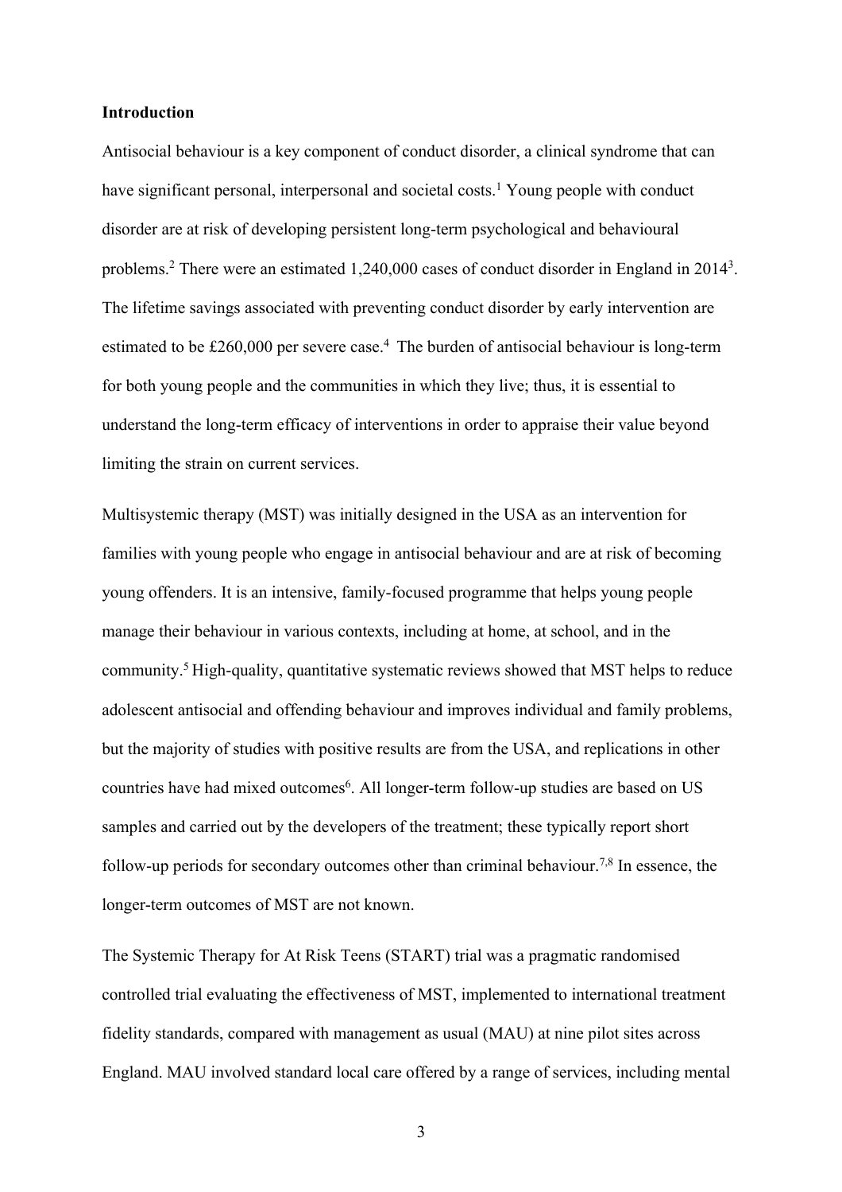**Introduction**

Antisocial behaviour is a key component of conduct disorder, a clinical syndrome that can have significant personal, interpersonal and societal costs.[1] Young people with conduct disorder are at risk of developing persistent long-term psychological and behavioural problems.[2] There were an estimated 1,240,000 cases of conduct disorder in England in 2014[3]. The lifetime savings associated with preventing conduct disorder by early intervention are estimated to be £260,000 per severe case.[4] The burden of antisocial behaviour is long-term for both young people and the communities in which they live; thus, it is essential to understand the long-term efficacy of interventions in order to appraise their value beyond limiting the strain on current services.

Multisystemic therapy (MST) was initially designed in the USA as an intervention for families with young people who engage in antisocial behaviour and are at risk of becoming young offenders. It is an intensive, family-focused programme that helps young people manage their behaviour in various contexts, including at home, at school, and in the community.[5] High-quality, quantitative systematic reviews showed that MST helps to reduce adolescent antisocial and offending behaviour and improves individual and family problems, but the majority of studies with positive results are from the USA, and replications in other countries have had mixed outcomes[6]. All longer-term follow-up studies are based on US samples and carried out by the developers of the treatment; these typically report short follow-up periods for secondary outcomes other than criminal behaviour.[7,8] In essence, the longer-term outcomes of MST are not known.

The Systemic Therapy for At Risk Teens (START) trial was a pragmatic randomised controlled trial evaluating the effectiveness of MST, implemented to international treatment fidelity standards, compared with management as usual (MAU) at nine pilot sites across England. MAU involved standard local care offered by a range of services, including mental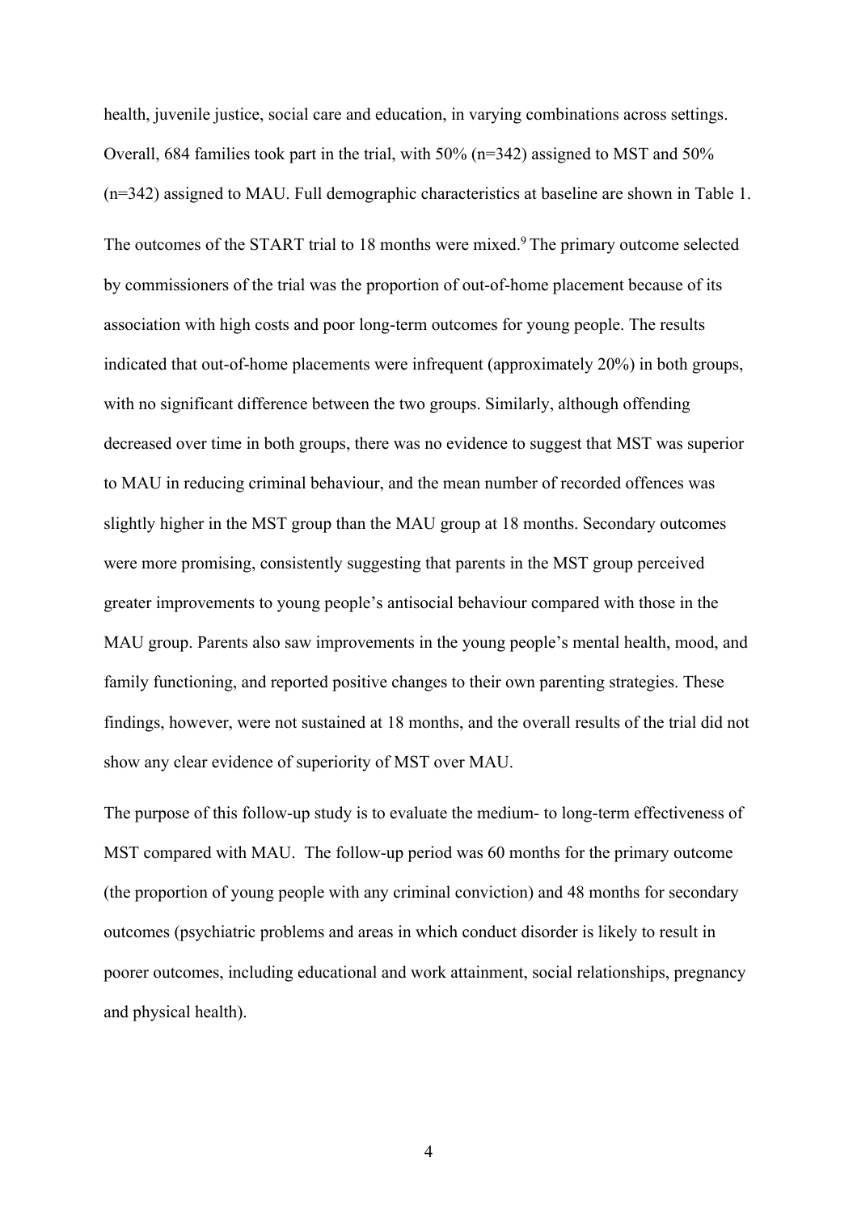health, juvenile justice, social care and education, in varying combinations across settings. Overall, 684 families took part in the trial, with 50% (n=342) assigned to MST and 50% (n=342) assigned to MAU. Full demographic characteristics at baseline are shown in Table 1.

The outcomes of the START trial to 18 months were mixed.[9] The primary outcome selected by commissioners of the trial was the proportion of out-of-home placement because of its association with high costs and poor long-term outcomes for young people. The results indicated that out-of-home placements were infrequent (approximately 20%) in both groups, with no significant difference between the two groups. Similarly, although offending decreased over time in both groups, there was no evidence to suggest that MST was superior to MAU in reducing criminal behaviour, and the mean number of recorded offences was slightly higher in the MST group than the MAU group at 18 months. Secondary outcomes were more promising, consistently suggesting that parents in the MST group perceived greater improvements to young people's antisocial behaviour compared with those in the MAU group. Parents also saw improvements in the young people's mental health, mood, and family functioning, and reported positive changes to their own parenting strategies. These findings, however, were not sustained at 18 months, and the overall results of the trial did not show any clear evidence of superiority of MST over MAU.

The purpose of this follow-up study is to evaluate the medium- to long-term effectiveness of MST compared with MAU. The follow-up period was 60 months for the primary outcome (the proportion of young people with any criminal conviction) and 48 months for secondary outcomes (psychiatric problems and areas in which conduct disorder is likely to result in poorer outcomes, including educational and work attainment, social relationships, pregnancy and physical health).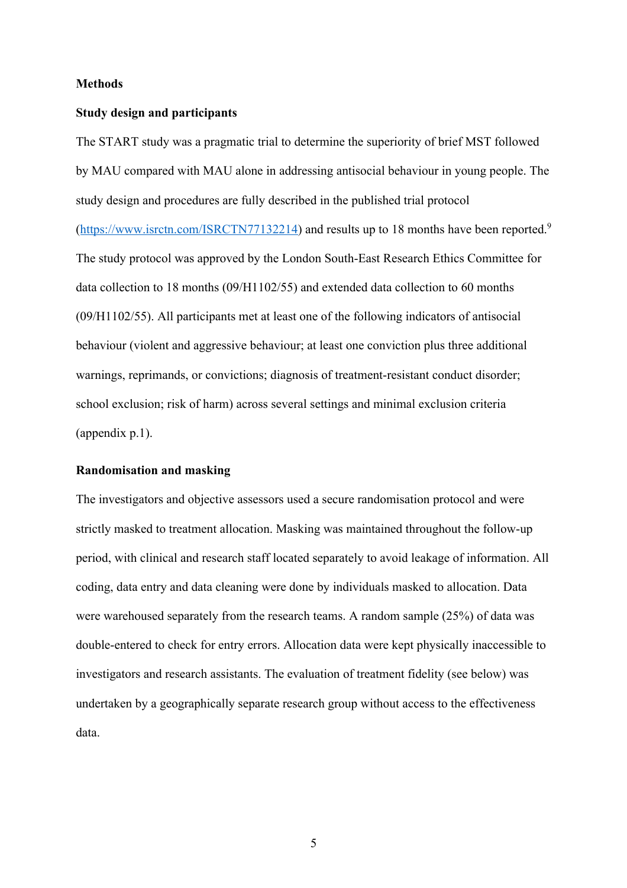## Methods

### Study design and participants

The START study was a pragmatic trial to determine the superiority of brief MST followed by MAU compared with MAU alone in addressing antisocial behaviour in young people. The study design and procedures are fully described in the published trial protocol (https://www.isrctn.com/ISRCTN77132214) and results up to 18 months have been reported.[9] The study protocol was approved by the London South-East Research Ethics Committee for data collection to 18 months (09/H1102/55) and extended data collection to 60 months (09/H1102/55). All participants met at least one of the following indicators of antisocial behaviour (violent and aggressive behaviour; at least one conviction plus three additional warnings, reprimands, or convictions; diagnosis of treatment-resistant conduct disorder; school exclusion; risk of harm) across several settings and minimal exclusion criteria (appendix p.1).

### Randomisation and masking

The investigators and objective assessors used a secure randomisation protocol and were strictly masked to treatment allocation. Masking was maintained throughout the follow-up period, with clinical and research staff located separately to avoid leakage of information. All coding, data entry and data cleaning were done by individuals masked to allocation. Data were warehoused separately from the research teams. A random sample (25%) of data was double-entered to check for entry errors. Allocation data were kept physically inaccessible to investigators and research assistants. The evaluation of treatment fidelity (see below) was undertaken by a geographically separate research group without access to the effectiveness data.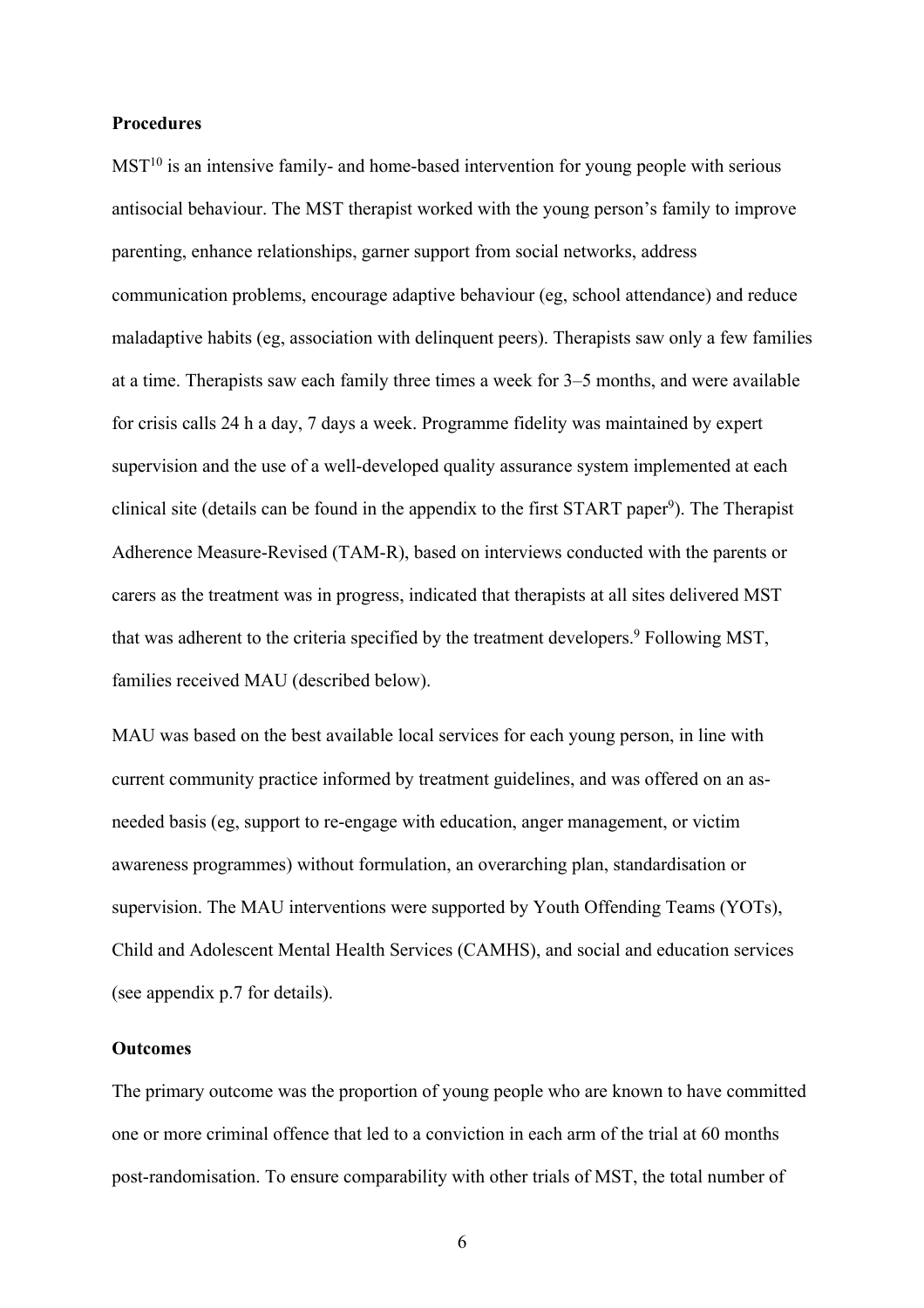### Procedures

MST[10] is an intensive family- and home-based intervention for young people with serious antisocial behaviour. The MST therapist worked with the young person's family to improve parenting, enhance relationships, garner support from social networks, address communication problems, encourage adaptive behaviour (eg, school attendance) and reduce maladaptive habits (eg, association with delinquent peers). Therapists saw only a few families at a time. Therapists saw each family three times a week for 3–5 months, and were available for crisis calls 24 h a day, 7 days a week. Programme fidelity was maintained by expert supervision and the use of a well-developed quality assurance system implemented at each clinical site (details can be found in the appendix to the first START paper[9]). The Therapist Adherence Measure-Revised (TAM-R), based on interviews conducted with the parents or carers as the treatment was in progress, indicated that therapists at all sites delivered MST that was adherent to the criteria specified by the treatment developers.[9] Following MST, families received MAU (described below).

MAU was based on the best available local services for each young person, in line with current community practice informed by treatment guidelines, and was offered on an as-needed basis (eg, support to re-engage with education, anger management, or victim awareness programmes) without formulation, an overarching plan, standardisation or supervision. The MAU interventions were supported by Youth Offending Teams (YOTs), Child and Adolescent Mental Health Services (CAMHS), and social and education services (see appendix p.7 for details).

### Outcomes

The primary outcome was the proportion of young people who are known to have committed one or more criminal offence that led to a conviction in each arm of the trial at 60 months post-randomisation. To ensure comparability with other trials of MST, the total number of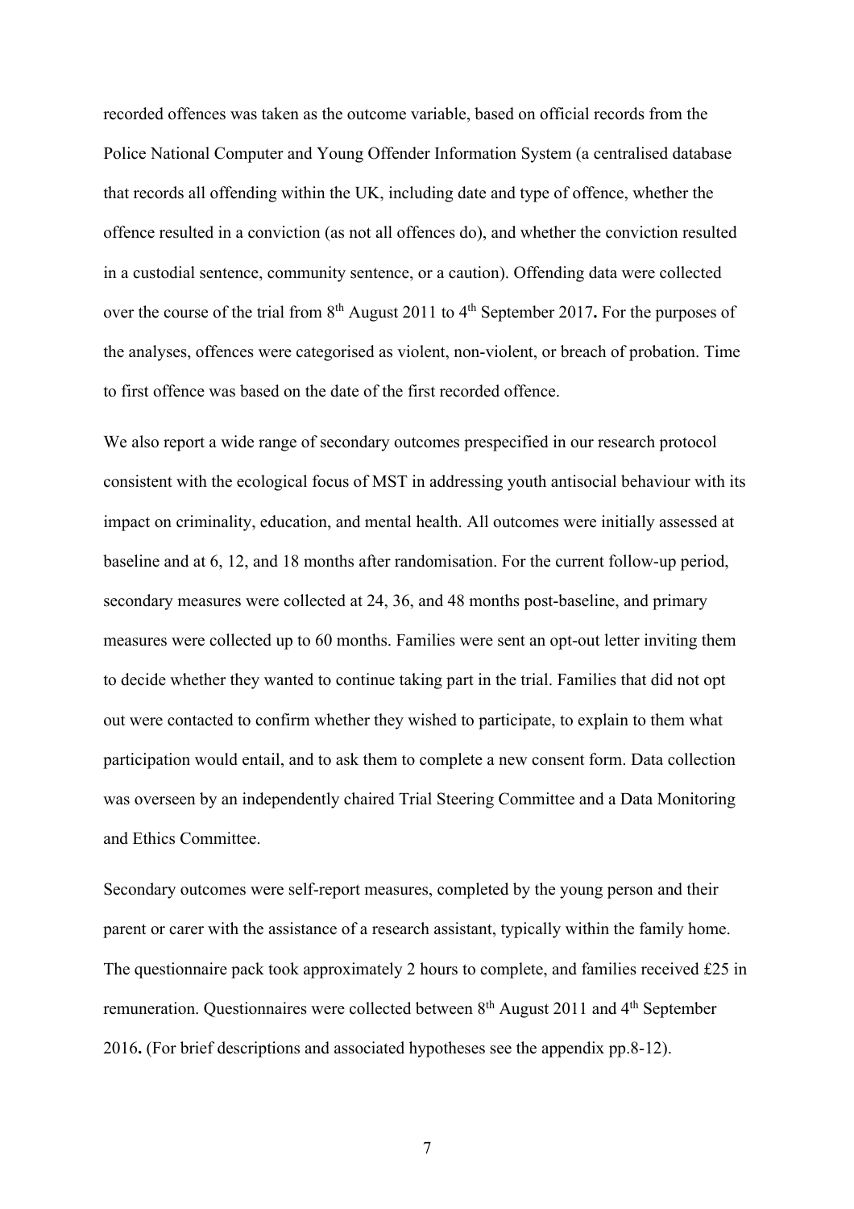recorded offences was taken as the outcome variable, based on official records from the Police National Computer and Young Offender Information System (a centralised database that records all offending within the UK, including date and type of offence, whether the offence resulted in a conviction (as not all offences do), and whether the conviction resulted in a custodial sentence, community sentence, or a caution). Offending data were collected over the course of the trial from 8th August 2011 to 4th September 2017**.** For the purposes of the analyses, offences were categorised as violent, non-violent, or breach of probation. Time to first offence was based on the date of the first recorded offence.

We also report a wide range of secondary outcomes prespecified in our research protocol consistent with the ecological focus of MST in addressing youth antisocial behaviour with its impact on criminality, education, and mental health. All outcomes were initially assessed at baseline and at 6, 12, and 18 months after randomisation. For the current follow-up period, secondary measures were collected at 24, 36, and 48 months post-baseline, and primary measures were collected up to 60 months. Families were sent an opt-out letter inviting them to decide whether they wanted to continue taking part in the trial. Families that did not opt out were contacted to confirm whether they wished to participate, to explain to them what participation would entail, and to ask them to complete a new consent form. Data collection was overseen by an independently chaired Trial Steering Committee and a Data Monitoring and Ethics Committee.

Secondary outcomes were self-report measures, completed by the young person and their parent or carer with the assistance of a research assistant, typically within the family home. The questionnaire pack took approximately 2 hours to complete, and families received £25 in remuneration. Questionnaires were collected between 8th August 2011 and 4th September 2016**.** (For brief descriptions and associated hypotheses see the appendix pp.8-12).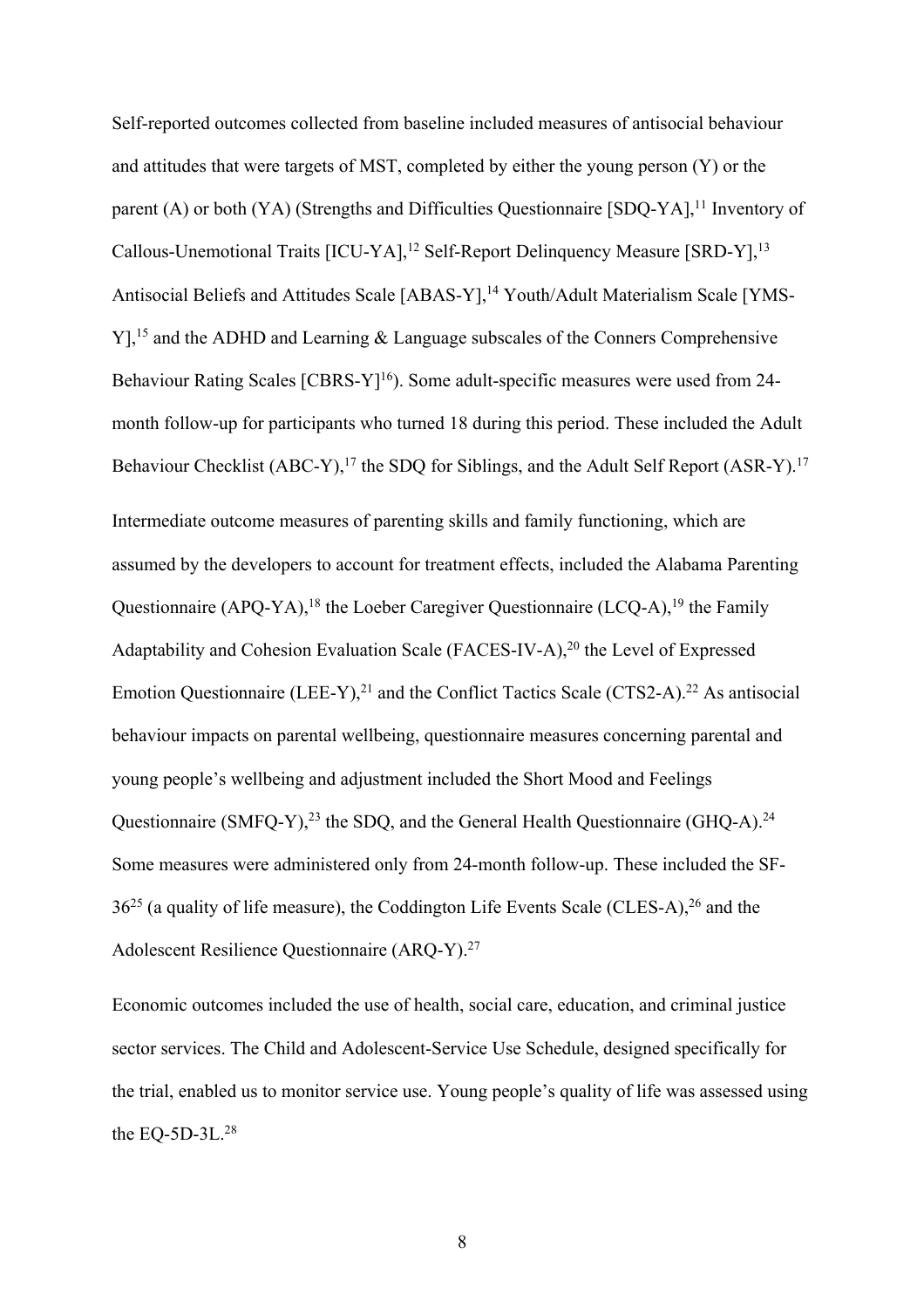Self-reported outcomes collected from baseline included measures of antisocial behaviour and attitudes that were targets of MST, completed by either the young person (Y) or the parent (A) or both (YA) (Strengths and Difficulties Questionnaire [SDQ-YA],[11] Inventory of Callous-Unemotional Traits [ICU-YA],[12] Self-Report Delinquency Measure [SRD-Y],[13] Antisocial Beliefs and Attitudes Scale [ABAS-Y],[14] Youth/Adult Materialism Scale [YMS-Y],[15] and the ADHD and Learning & Language subscales of the Conners Comprehensive Behaviour Rating Scales [CBRS-Y][16]). Some adult-specific measures were used from 24-month follow-up for participants who turned 18 during this period. These included the Adult Behaviour Checklist (ABC-Y),[17] the SDQ for Siblings, and the Adult Self Report (ASR-Y).[17]

Intermediate outcome measures of parenting skills and family functioning, which are assumed by the developers to account for treatment effects, included the Alabama Parenting Questionnaire (APQ-YA),[18] the Loeber Caregiver Questionnaire (LCQ-A),[19] the Family Adaptability and Cohesion Evaluation Scale (FACES-IV-A),[20] the Level of Expressed Emotion Questionnaire (LEE-Y),[21] and the Conflict Tactics Scale (CTS2-A).[22] As antisocial behaviour impacts on parental wellbeing, questionnaire measures concerning parental and young people's wellbeing and adjustment included the Short Mood and Feelings Questionnaire (SMFQ-Y),[23] the SDQ, and the General Health Questionnaire (GHQ-A).[24] Some measures were administered only from 24-month follow-up. These included the SF-36[25] (a quality of life measure), the Coddington Life Events Scale (CLES-A),[26] and the Adolescent Resilience Questionnaire (ARQ-Y).[27]

Economic outcomes included the use of health, social care, education, and criminal justice sector services. The Child and Adolescent-Service Use Schedule, designed specifically for the trial, enabled us to monitor service use. Young people's quality of life was assessed using the EQ-5D-3L.[28]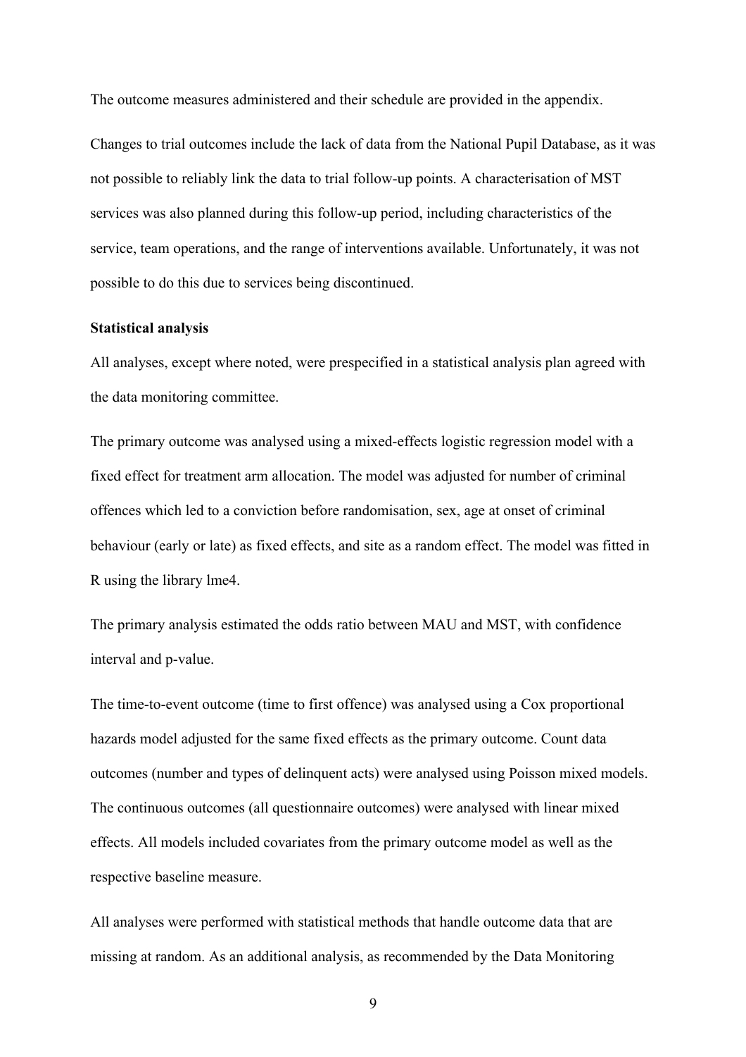The outcome measures administered and their schedule are provided in the appendix.

Changes to trial outcomes include the lack of data from the National Pupil Database, as it was not possible to reliably link the data to trial follow-up points. A characterisation of MST services was also planned during this follow-up period, including characteristics of the service, team operations, and the range of interventions available. Unfortunately, it was not possible to do this due to services being discontinued.

**Statistical analysis**

All analyses, except where noted, were prespecified in a statistical analysis plan agreed with the data monitoring committee.

The primary outcome was analysed using a mixed-effects logistic regression model with a fixed effect for treatment arm allocation. The model was adjusted for number of criminal offences which led to a conviction before randomisation, sex, age at onset of criminal behaviour (early or late) as fixed effects, and site as a random effect. The model was fitted in R using the library lme4.

The primary analysis estimated the odds ratio between MAU and MST, with confidence interval and p-value.

The time-to-event outcome (time to first offence) was analysed using a Cox proportional hazards model adjusted for the same fixed effects as the primary outcome. Count data outcomes (number and types of delinquent acts) were analysed using Poisson mixed models. The continuous outcomes (all questionnaire outcomes) were analysed with linear mixed effects. All models included covariates from the primary outcome model as well as the respective baseline measure.

All analyses were performed with statistical methods that handle outcome data that are missing at random. As an additional analysis, as recommended by the Data Monitoring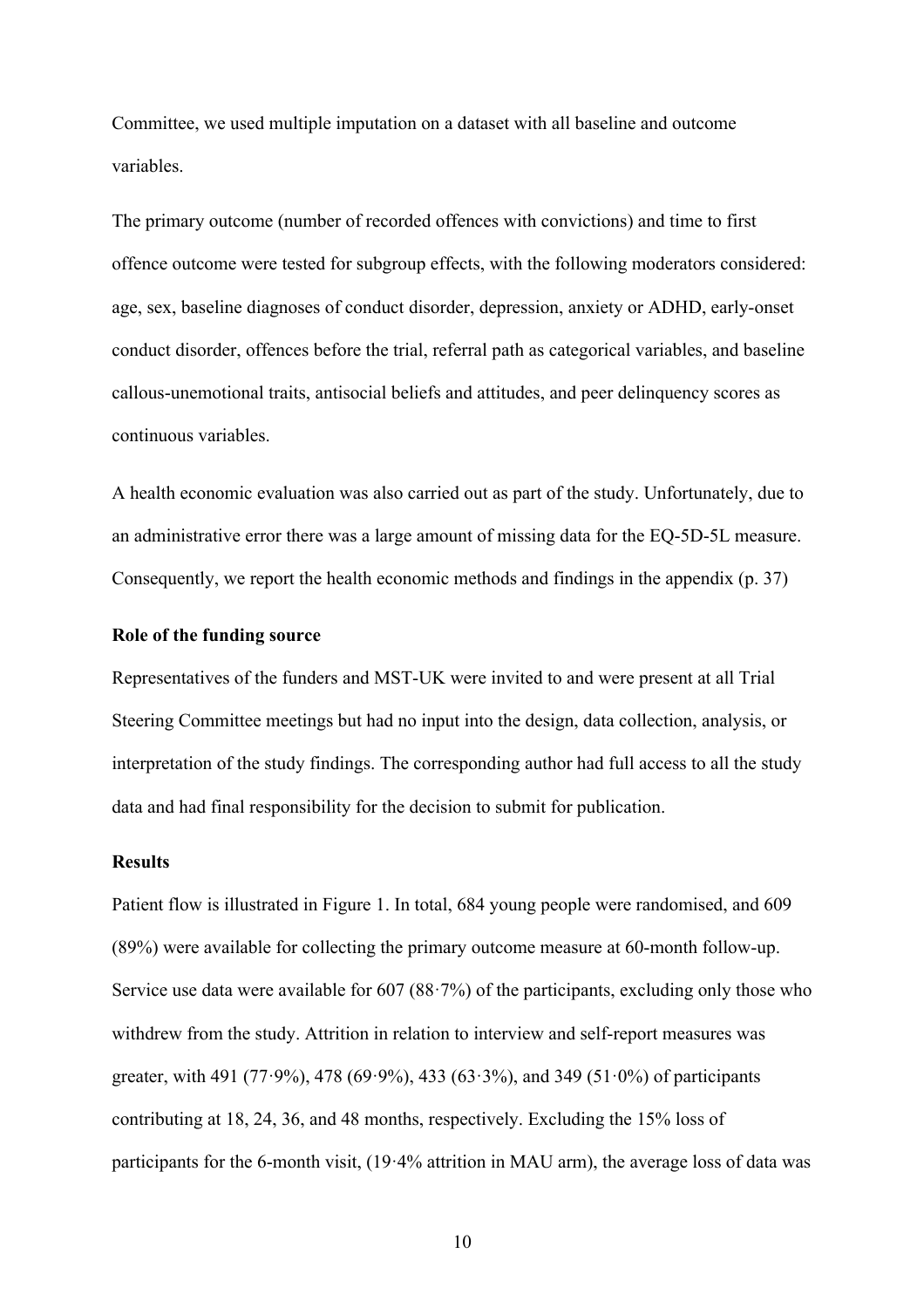Committee, we used multiple imputation on a dataset with all baseline and outcome variables.

The primary outcome (number of recorded offences with convictions) and time to first offence outcome were tested for subgroup effects, with the following moderators considered: age, sex, baseline diagnoses of conduct disorder, depression, anxiety or ADHD, early-onset conduct disorder, offences before the trial, referral path as categorical variables, and baseline callous-unemotional traits, antisocial beliefs and attitudes, and peer delinquency scores as continuous variables.

A health economic evaluation was also carried out as part of the study. Unfortunately, due to an administrative error there was a large amount of missing data for the EQ-5D-5L measure. Consequently, we report the health economic methods and findings in the appendix (p. 37)

### Role of the funding source

Representatives of the funders and MST-UK were invited to and were present at all Trial Steering Committee meetings but had no input into the design, data collection, analysis, or interpretation of the study findings. The corresponding author had full access to all the study data and had final responsibility for the decision to submit for publication.

### Results

Patient flow is illustrated in Figure 1. In total, 684 young people were randomised, and 609 (89%) were available for collecting the primary outcome measure at 60-month follow-up. Service use data were available for 607 (88·7%) of the participants, excluding only those who withdrew from the study. Attrition in relation to interview and self-report measures was greater, with 491 (77·9%), 478 (69·9%), 433 (63·3%), and 349 (51·0%) of participants contributing at 18, 24, 36, and 48 months, respectively. Excluding the 15% loss of participants for the 6-month visit, (19·4% attrition in MAU arm), the average loss of data was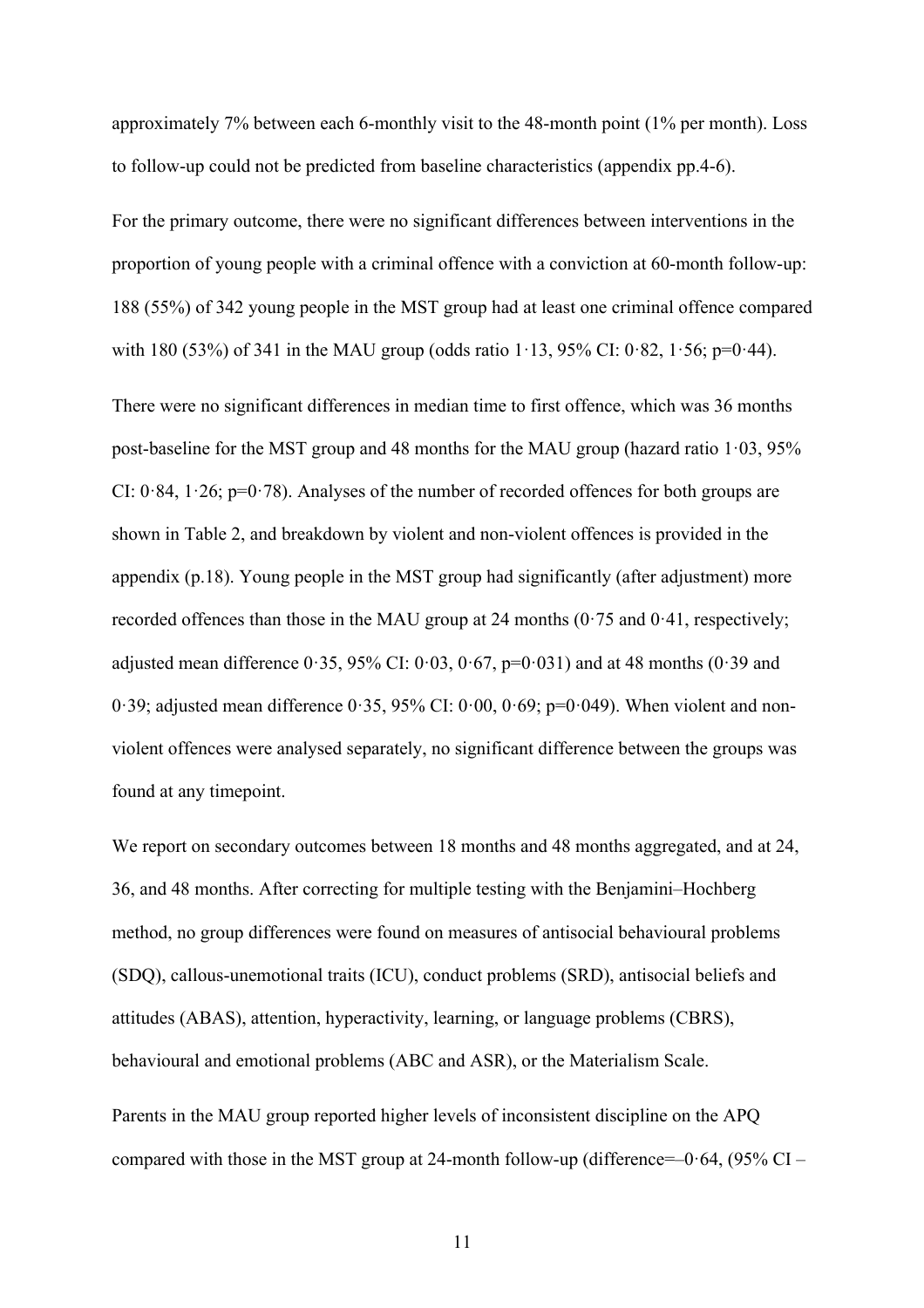approximately 7% between each 6-monthly visit to the 48-month point (1% per month). Loss to follow-up could not be predicted from baseline characteristics (appendix pp.4-6).

For the primary outcome, there were no significant differences between interventions in the proportion of young people with a criminal offence with a conviction at 60-month follow-up: 188 (55%) of 342 young people in the MST group had at least one criminal offence compared with 180 (53%) of 341 in the MAU group (odds ratio 1·13, 95% CI: 0·82, 1·56; p=0·44).

There were no significant differences in median time to first offence, which was 36 months post-baseline for the MST group and 48 months for the MAU group (hazard ratio 1·03, 95% CI: 0·84, 1·26; p=0·78). Analyses of the number of recorded offences for both groups are shown in Table 2, and breakdown by violent and non-violent offences is provided in the appendix (p.18). Young people in the MST group had significantly (after adjustment) more recorded offences than those in the MAU group at 24 months (0·75 and 0·41, respectively; adjusted mean difference 0·35, 95% CI: 0·03, 0·67, p=0·031) and at 48 months (0·39 and 0·39; adjusted mean difference 0·35, 95% CI: 0·00, 0·69; p=0·049). When violent and non-violent offences were analysed separately, no significant difference between the groups was found at any timepoint.

We report on secondary outcomes between 18 months and 48 months aggregated, and at 24, 36, and 48 months. After correcting for multiple testing with the Benjamini–Hochberg method, no group differences were found on measures of antisocial behavioural problems (SDQ), callous-unemotional traits (ICU), conduct problems (SRD), antisocial beliefs and attitudes (ABAS), attention, hyperactivity, learning, or language problems (CBRS), behavioural and emotional problems (ABC and ASR), or the Materialism Scale.

Parents in the MAU group reported higher levels of inconsistent discipline on the APQ compared with those in the MST group at 24-month follow-up (difference=–0·64, (95% CI –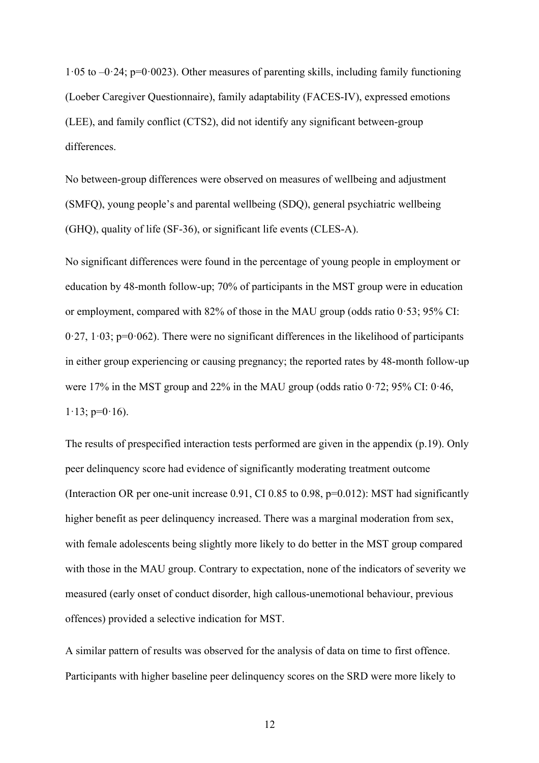1·05 to –0·24; p=0·0023). Other measures of parenting skills, including family functioning (Loeber Caregiver Questionnaire), family adaptability (FACES-IV), expressed emotions (LEE), and family conflict (CTS2), did not identify any significant between-group differences.

No between-group differences were observed on measures of wellbeing and adjustment (SMFQ), young people's and parental wellbeing (SDQ), general psychiatric wellbeing (GHQ), quality of life (SF-36), or significant life events (CLES-A).

No significant differences were found in the percentage of young people in employment or education by 48-month follow-up; 70% of participants in the MST group were in education or employment, compared with 82% of those in the MAU group (odds ratio 0·53; 95% CI: 0·27, 1·03; p=0·062). There were no significant differences in the likelihood of participants in either group experiencing or causing pregnancy; the reported rates by 48-month follow-up were 17% in the MST group and 22% in the MAU group (odds ratio 0·72; 95% CI: 0·46, 1·13; p=0·16).

The results of prespecified interaction tests performed are given in the appendix (p.19). Only peer delinquency score had evidence of significantly moderating treatment outcome (Interaction OR per one-unit increase 0.91, CI 0.85 to 0.98, p=0.012): MST had significantly higher benefit as peer delinquency increased. There was a marginal moderation from sex, with female adolescents being slightly more likely to do better in the MST group compared with those in the MAU group. Contrary to expectation, none of the indicators of severity we measured (early onset of conduct disorder, high callous-unemotional behaviour, previous offences) provided a selective indication for MST.

A similar pattern of results was observed for the analysis of data on time to first offence. Participants with higher baseline peer delinquency scores on the SRD were more likely to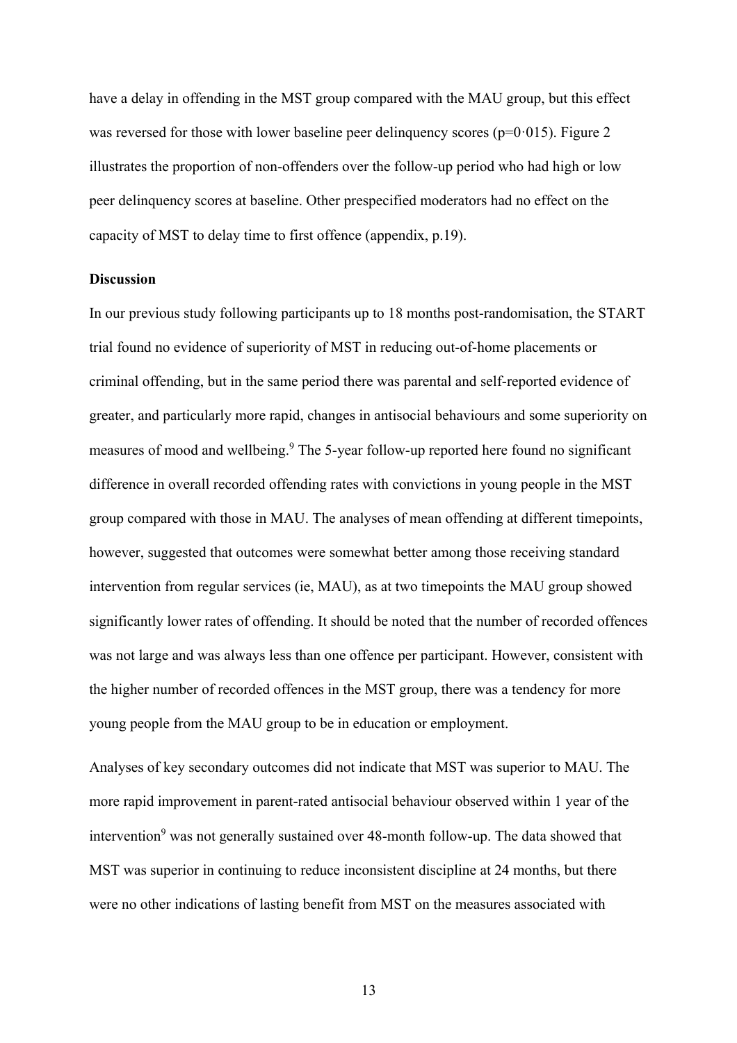have a delay in offending in the MST group compared with the MAU group, but this effect was reversed for those with lower baseline peer delinquency scores (p=0·015). Figure 2 illustrates the proportion of non-offenders over the follow-up period who had high or low peer delinquency scores at baseline. Other prespecified moderators had no effect on the capacity of MST to delay time to first offence (appendix, p.19).

**Discussion**

In our previous study following participants up to 18 months post-randomisation, the START trial found no evidence of superiority of MST in reducing out-of-home placements or criminal offending, but in the same period there was parental and self-reported evidence of greater, and particularly more rapid, changes in antisocial behaviours and some superiority on measures of mood and wellbeing.[9] The 5-year follow-up reported here found no significant difference in overall recorded offending rates with convictions in young people in the MST group compared with those in MAU. The analyses of mean offending at different timepoints, however, suggested that outcomes were somewhat better among those receiving standard intervention from regular services (ie, MAU), as at two timepoints the MAU group showed significantly lower rates of offending. It should be noted that the number of recorded offences was not large and was always less than one offence per participant. However, consistent with the higher number of recorded offences in the MST group, there was a tendency for more young people from the MAU group to be in education or employment.

Analyses of key secondary outcomes did not indicate that MST was superior to MAU. The more rapid improvement in parent-rated antisocial behaviour observed within 1 year of the intervention[9] was not generally sustained over 48-month follow-up. The data showed that MST was superior in continuing to reduce inconsistent discipline at 24 months, but there were no other indications of lasting benefit from MST on the measures associated with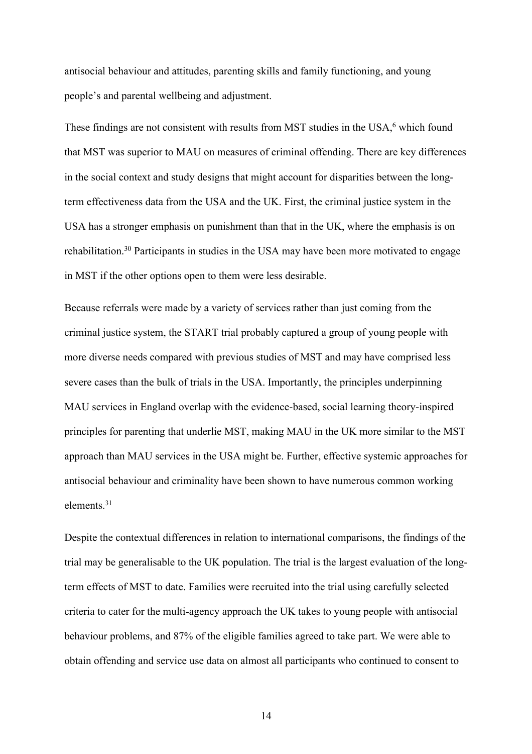antisocial behaviour and attitudes, parenting skills and family functioning, and young people's and parental wellbeing and adjustment.

These findings are not consistent with results from MST studies in the USA,[6] which found that MST was superior to MAU on measures of criminal offending. There are key differences in the social context and study designs that might account for disparities between the long-term effectiveness data from the USA and the UK. First, the criminal justice system in the USA has a stronger emphasis on punishment than that in the UK, where the emphasis is on rehabilitation.[30] Participants in studies in the USA may have been more motivated to engage in MST if the other options open to them were less desirable.

Because referrals were made by a variety of services rather than just coming from the criminal justice system, the START trial probably captured a group of young people with more diverse needs compared with previous studies of MST and may have comprised less severe cases than the bulk of trials in the USA. Importantly, the principles underpinning MAU services in England overlap with the evidence-based, social learning theory-inspired principles for parenting that underlie MST, making MAU in the UK more similar to the MST approach than MAU services in the USA might be. Further, effective systemic approaches for antisocial behaviour and criminality have been shown to have numerous common working elements.[31]

Despite the contextual differences in relation to international comparisons, the findings of the trial may be generalisable to the UK population. The trial is the largest evaluation of the long-term effects of MST to date. Families were recruited into the trial using carefully selected criteria to cater for the multi-agency approach the UK takes to young people with antisocial behaviour problems, and 87% of the eligible families agreed to take part. We were able to obtain offending and service use data on almost all participants who continued to consent to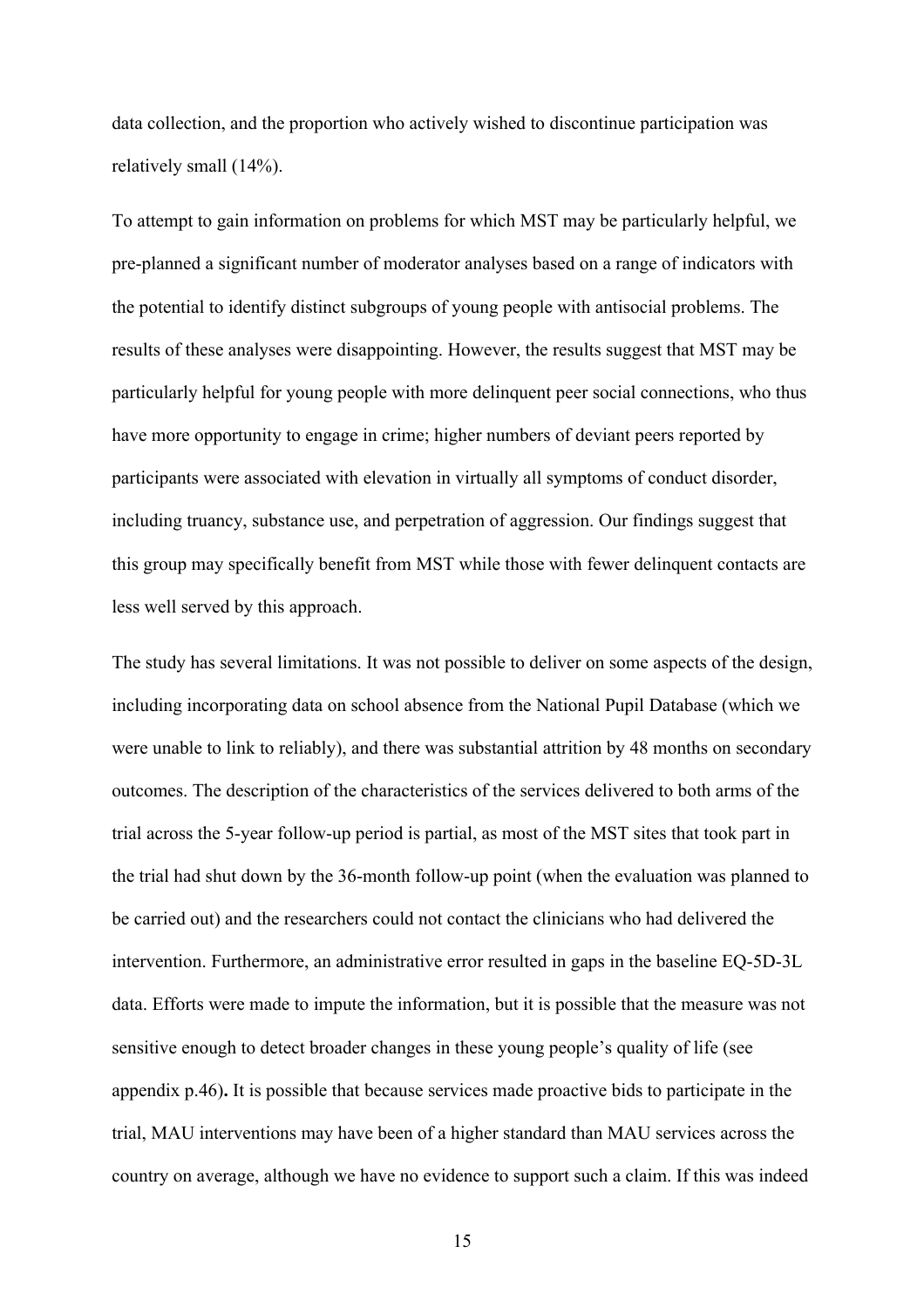data collection, and the proportion who actively wished to discontinue participation was relatively small (14%).

To attempt to gain information on problems for which MST may be particularly helpful, we pre-planned a significant number of moderator analyses based on a range of indicators with the potential to identify distinct subgroups of young people with antisocial problems. The results of these analyses were disappointing. However, the results suggest that MST may be particularly helpful for young people with more delinquent peer social connections, who thus have more opportunity to engage in crime; higher numbers of deviant peers reported by participants were associated with elevation in virtually all symptoms of conduct disorder, including truancy, substance use, and perpetration of aggression. Our findings suggest that this group may specifically benefit from MST while those with fewer delinquent contacts are less well served by this approach.

The study has several limitations. It was not possible to deliver on some aspects of the design, including incorporating data on school absence from the National Pupil Database (which we were unable to link to reliably), and there was substantial attrition by 48 months on secondary outcomes. The description of the characteristics of the services delivered to both arms of the trial across the 5-year follow-up period is partial, as most of the MST sites that took part in the trial had shut down by the 36-month follow-up point (when the evaluation was planned to be carried out) and the researchers could not contact the clinicians who had delivered the intervention. Furthermore, an administrative error resulted in gaps in the baseline EQ-5D-3L data. Efforts were made to impute the information, but it is possible that the measure was not sensitive enough to detect broader changes in these young people's quality of life (see appendix p.46)**.** It is possible that because services made proactive bids to participate in the trial, MAU interventions may have been of a higher standard than MAU services across the country on average, although we have no evidence to support such a claim. If this was indeed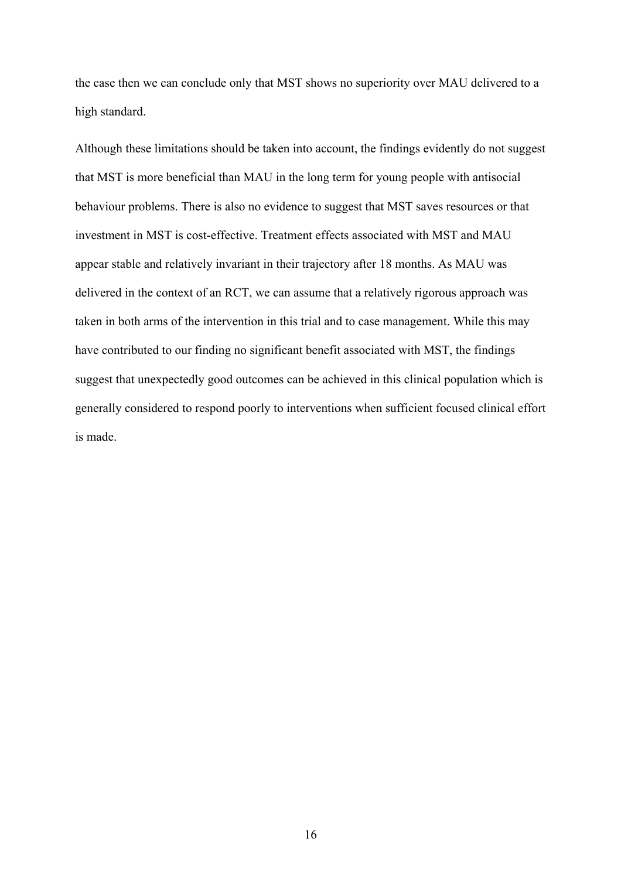the case then we can conclude only that MST shows no superiority over MAU delivered to a high standard.

Although these limitations should be taken into account, the findings evidently do not suggest that MST is more beneficial than MAU in the long term for young people with antisocial behaviour problems. There is also no evidence to suggest that MST saves resources or that investment in MST is cost-effective. Treatment effects associated with MST and MAU appear stable and relatively invariant in their trajectory after 18 months. As MAU was delivered in the context of an RCT, we can assume that a relatively rigorous approach was taken in both arms of the intervention in this trial and to case management. While this may have contributed to our finding no significant benefit associated with MST, the findings suggest that unexpectedly good outcomes can be achieved in this clinical population which is generally considered to respond poorly to interventions when sufficient focused clinical effort is made.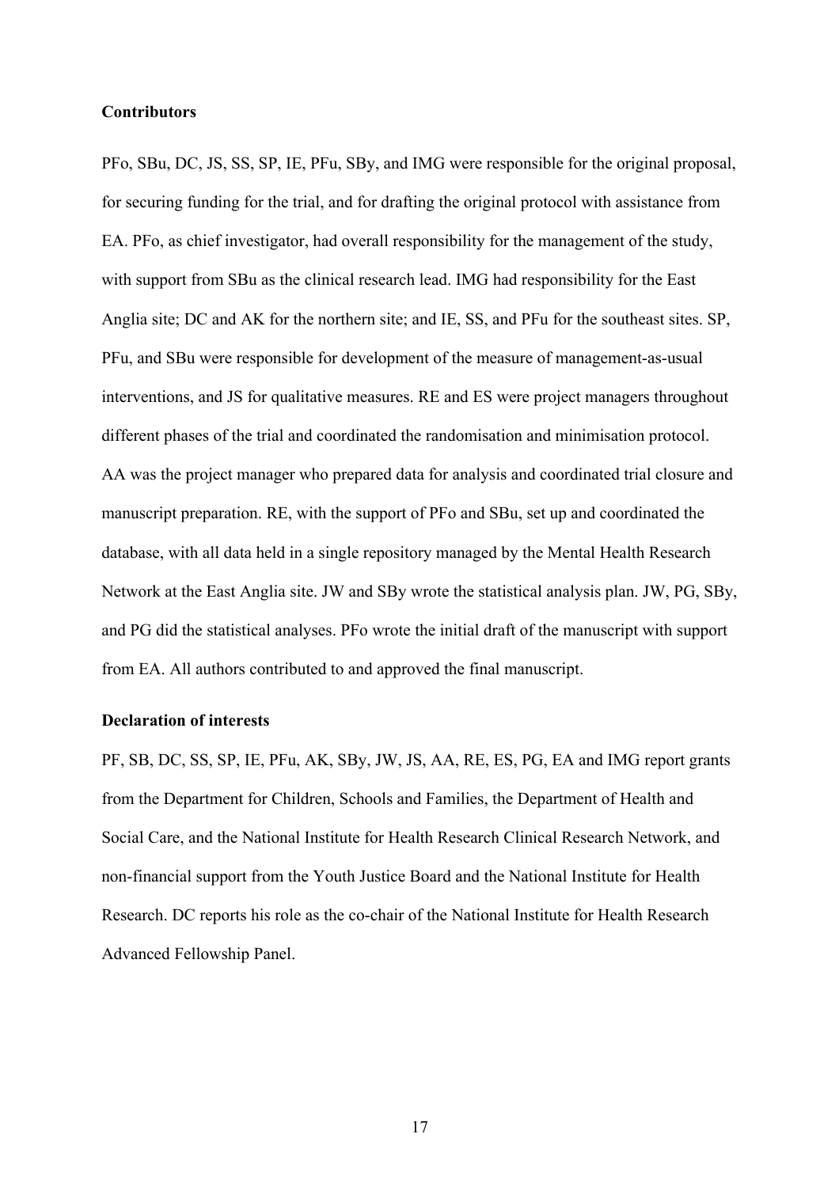**Contributors**

PFo, SBu, DC, JS, SS, SP, IE, PFu, SBy, and IMG were responsible for the original proposal, for securing funding for the trial, and for drafting the original protocol with assistance from EA. PFo, as chief investigator, had overall responsibility for the management of the study, with support from SBu as the clinical research lead. IMG had responsibility for the East Anglia site; DC and AK for the northern site; and IE, SS, and PFu for the southeast sites. SP, PFu, and SBu were responsible for development of the measure of management-as-usual interventions, and JS for qualitative measures. RE and ES were project managers throughout different phases of the trial and coordinated the randomisation and minimisation protocol. AA was the project manager who prepared data for analysis and coordinated trial closure and manuscript preparation. RE, with the support of PFo and SBu, set up and coordinated the database, with all data held in a single repository managed by the Mental Health Research Network at the East Anglia site. JW and SBy wrote the statistical analysis plan. JW, PG, SBy, and PG did the statistical analyses. PFo wrote the initial draft of the manuscript with support from EA. All authors contributed to and approved the final manuscript.

**Declaration of interests**

PF, SB, DC, SS, SP, IE, PFu, AK, SBy, JW, JS, AA, RE, ES, PG, EA and IMG report grants from the Department for Children, Schools and Families, the Department of Health and Social Care, and the National Institute for Health Research Clinical Research Network, and non-financial support from the Youth Justice Board and the National Institute for Health Research. DC reports his role as the co-chair of the National Institute for Health Research Advanced Fellowship Panel.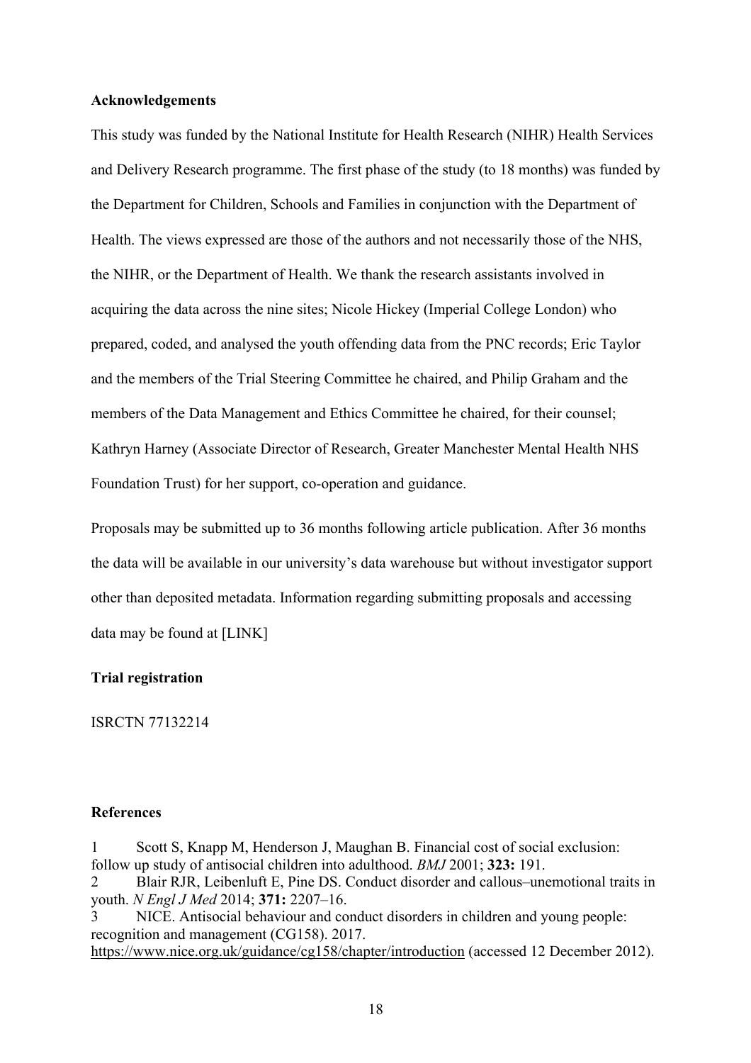**Acknowledgements**

This study was funded by the National Institute for Health Research (NIHR) Health Services and Delivery Research programme. The first phase of the study (to 18 months) was funded by the Department for Children, Schools and Families in conjunction with the Department of Health. The views expressed are those of the authors and not necessarily those of the NHS, the NIHR, or the Department of Health. We thank the research assistants involved in acquiring the data across the nine sites; Nicole Hickey (Imperial College London) who prepared, coded, and analysed the youth offending data from the PNC records; Eric Taylor and the members of the Trial Steering Committee he chaired, and Philip Graham and the members of the Data Management and Ethics Committee he chaired, for their counsel; Kathryn Harney (Associate Director of Research, Greater Manchester Mental Health NHS Foundation Trust) for her support, co-operation and guidance.

Proposals may be submitted up to 36 months following article publication. After 36 months the data will be available in our university's data warehouse but without investigator support other than deposited metadata. Information regarding submitting proposals and accessing data may be found at [LINK]

**Trial registration**

ISRCTN 77132214

**References**

1 Scott S, Knapp M, Henderson J, Maughan B. Financial cost of social exclusion: follow up study of antisocial children into adulthood. *BMJ* 2001; **323:** 191.

2 Blair RJR, Leibenluft E, Pine DS. Conduct disorder and callous–unemotional traits in youth. *N Engl J Med* 2014; **371:** 2207–16.

3 NICE. Antisocial behaviour and conduct disorders in children and young people: recognition and management (CG158). 2017. https://www.nice.org.uk/guidance/cg158/chapter/introduction (accessed 12 December 2012).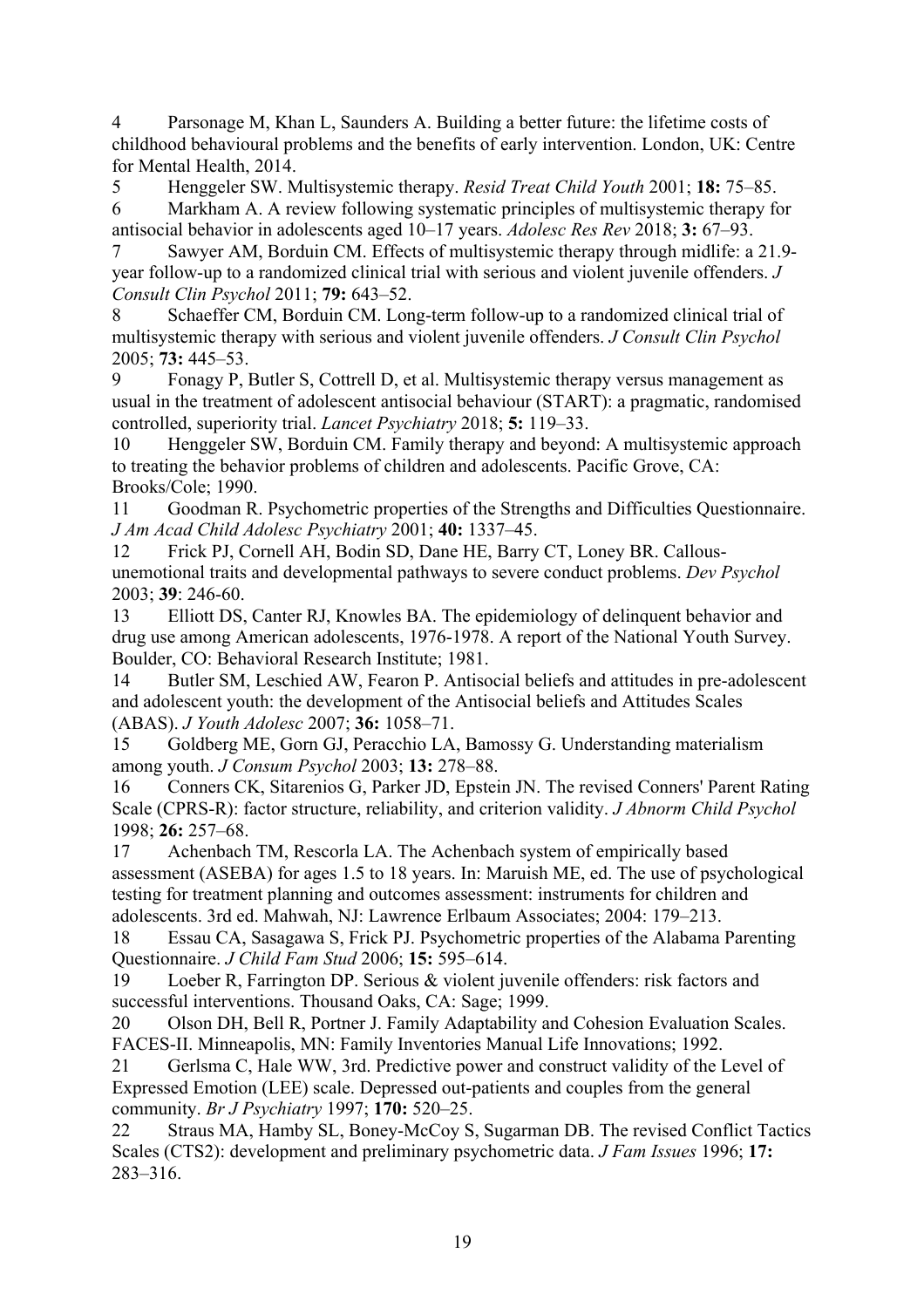4 Parsonage M, Khan L, Saunders A. Building a better future: the lifetime costs of childhood behavioural problems and the benefits of early intervention. London, UK: Centre for Mental Health, 2014.

5 Henggeler SW. Multisystemic therapy. *Resid Treat Child Youth* 2001; **18:** 75–85.

6 Markham A. A review following systematic principles of multisystemic therapy for antisocial behavior in adolescents aged 10–17 years. *Adolesc Res Rev* 2018; **3:** 67–93.

7 Sawyer AM, Borduin CM. Effects of multisystemic therapy through midlife: a 21.9-year follow-up to a randomized clinical trial with serious and violent juvenile offenders. *J Consult Clin Psychol* 2011; **79:** 643–52.

8 Schaeffer CM, Borduin CM. Long-term follow-up to a randomized clinical trial of multisystemic therapy with serious and violent juvenile offenders. *J Consult Clin Psychol* 2005; **73:** 445–53.

9 Fonagy P, Butler S, Cottrell D, et al. Multisystemic therapy versus management as usual in the treatment of adolescent antisocial behaviour (START): a pragmatic, randomised controlled, superiority trial. *Lancet Psychiatry* 2018; **5:** 119–33.

10 Henggeler SW, Borduin CM. Family therapy and beyond: A multisystemic approach to treating the behavior problems of children and adolescents. Pacific Grove, CA: Brooks/Cole; 1990.

11 Goodman R. Psychometric properties of the Strengths and Difficulties Questionnaire. *J Am Acad Child Adolesc Psychiatry* 2001; **40:** 1337–45.

12 Frick PJ, Cornell AH, Bodin SD, Dane HE, Barry CT, Loney BR. Callous-unemotional traits and developmental pathways to severe conduct problems. *Dev Psychol* 2003; **39**: 246-60.

13 Elliott DS, Canter RJ, Knowles BA. The epidemiology of delinquent behavior and drug use among American adolescents, 1976-1978. A report of the National Youth Survey. Boulder, CO: Behavioral Research Institute; 1981.

14 Butler SM, Leschied AW, Fearon P. Antisocial beliefs and attitudes in pre-adolescent and adolescent youth: the development of the Antisocial beliefs and Attitudes Scales (ABAS). *J Youth Adolesc* 2007; **36:** 1058–71.

15 Goldberg ME, Gorn GJ, Peracchio LA, Bamossy G. Understanding materialism among youth. *J Consum Psychol* 2003; **13:** 278–88.

16 Conners CK, Sitarenios G, Parker JD, Epstein JN. The revised Conners' Parent Rating Scale (CPRS-R): factor structure, reliability, and criterion validity. *J Abnorm Child Psychol* 1998; **26:** 257–68.

17 Achenbach TM, Rescorla LA. The Achenbach system of empirically based assessment (ASEBA) for ages 1.5 to 18 years. In: Maruish ME, ed. The use of psychological testing for treatment planning and outcomes assessment: instruments for children and adolescents. 3rd ed. Mahwah, NJ: Lawrence Erlbaum Associates; 2004: 179–213.

18 Essau CA, Sasagawa S, Frick PJ. Psychometric properties of the Alabama Parenting Questionnaire. *J Child Fam Stud* 2006; **15:** 595–614.

19 Loeber R, Farrington DP. Serious & violent juvenile offenders: risk factors and successful interventions. Thousand Oaks, CA: Sage; 1999.

20 Olson DH, Bell R, Portner J. Family Adaptability and Cohesion Evaluation Scales. FACES-II. Minneapolis, MN: Family Inventories Manual Life Innovations; 1992.

21 Gerlsma C, Hale WW, 3rd. Predictive power and construct validity of the Level of Expressed Emotion (LEE) scale. Depressed out-patients and couples from the general community. *Br J Psychiatry* 1997; **170:** 520–25.

22 Straus MA, Hamby SL, Boney-McCoy S, Sugarman DB. The revised Conflict Tactics Scales (CTS2): development and preliminary psychometric data. *J Fam Issues* 1996; **17:** 283–316.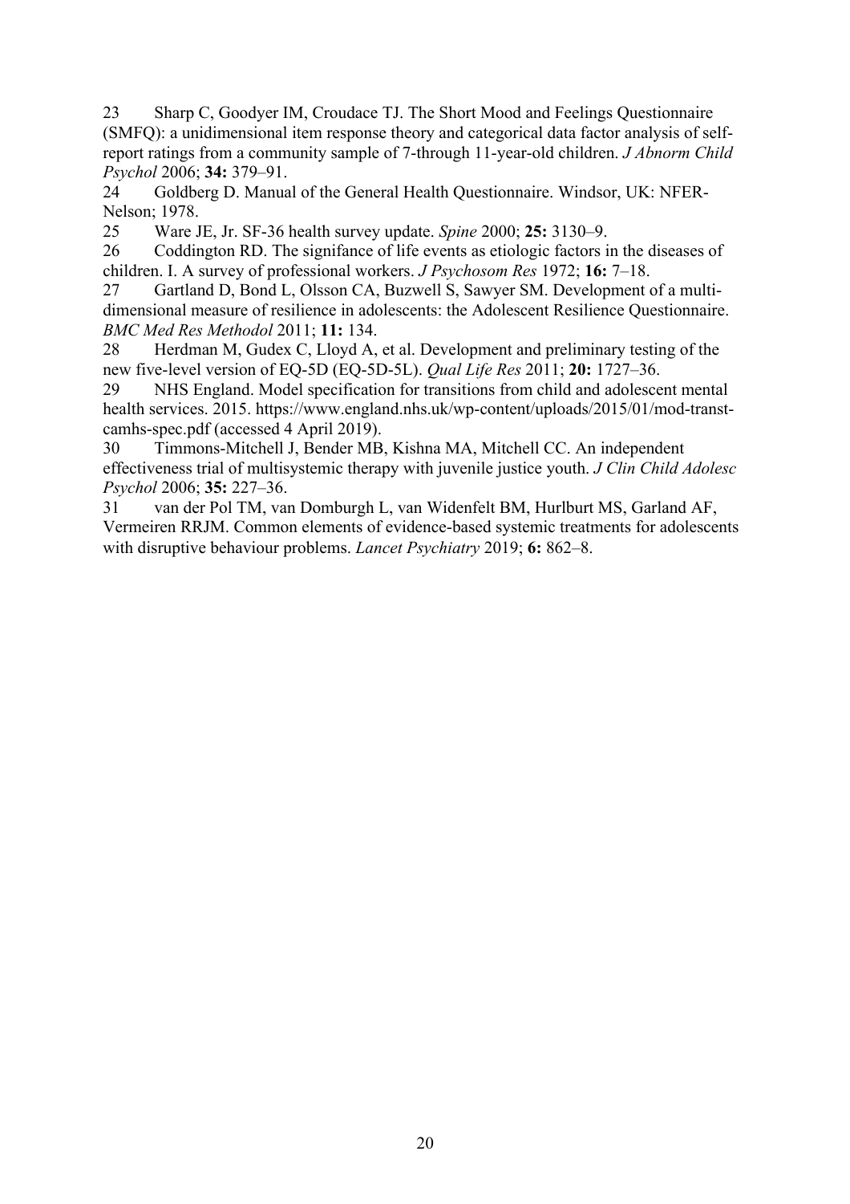23 Sharp C, Goodyer IM, Croudace TJ. The Short Mood and Feelings Questionnaire (SMFQ): a unidimensional item response theory and categorical data factor analysis of self-report ratings from a community sample of 7-through 11-year-old children. *J Abnorm Child Psychol* 2006; **34:** 379–91.

24 Goldberg D. Manual of the General Health Questionnaire. Windsor, UK: NFER-Nelson; 1978.

25 Ware JE, Jr. SF-36 health survey update. *Spine* 2000; **25:** 3130–9.

26 Coddington RD. The signifance of life events as etiologic factors in the diseases of children. I. A survey of professional workers. *J Psychosom Res* 1972; **16:** 7–18.

27 Gartland D, Bond L, Olsson CA, Buzwell S, Sawyer SM. Development of a multi-dimensional measure of resilience in adolescents: the Adolescent Resilience Questionnaire. *BMC Med Res Methodol* 2011; **11:** 134.

28 Herdman M, Gudex C, Lloyd A, et al. Development and preliminary testing of the new five-level version of EQ-5D (EQ-5D-5L). *Qual Life Res* 2011; **20:** 1727–36.

29 NHS England. Model specification for transitions from child and adolescent mental health services. 2015. https://www.england.nhs.uk/wp-content/uploads/2015/01/mod-transt-camhs-spec.pdf (accessed 4 April 2019).

30 Timmons-Mitchell J, Bender MB, Kishna MA, Mitchell CC. An independent effectiveness trial of multisystemic therapy with juvenile justice youth. *J Clin Child Adolesc Psychol* 2006; **35:** 227–36.

31 van der Pol TM, van Domburgh L, van Widenfelt BM, Hurlburt MS, Garland AF, Vermeiren RRJM. Common elements of evidence-based systemic treatments for adolescents with disruptive behaviour problems. *Lancet Psychiatry* 2019; **6:** 862–8.